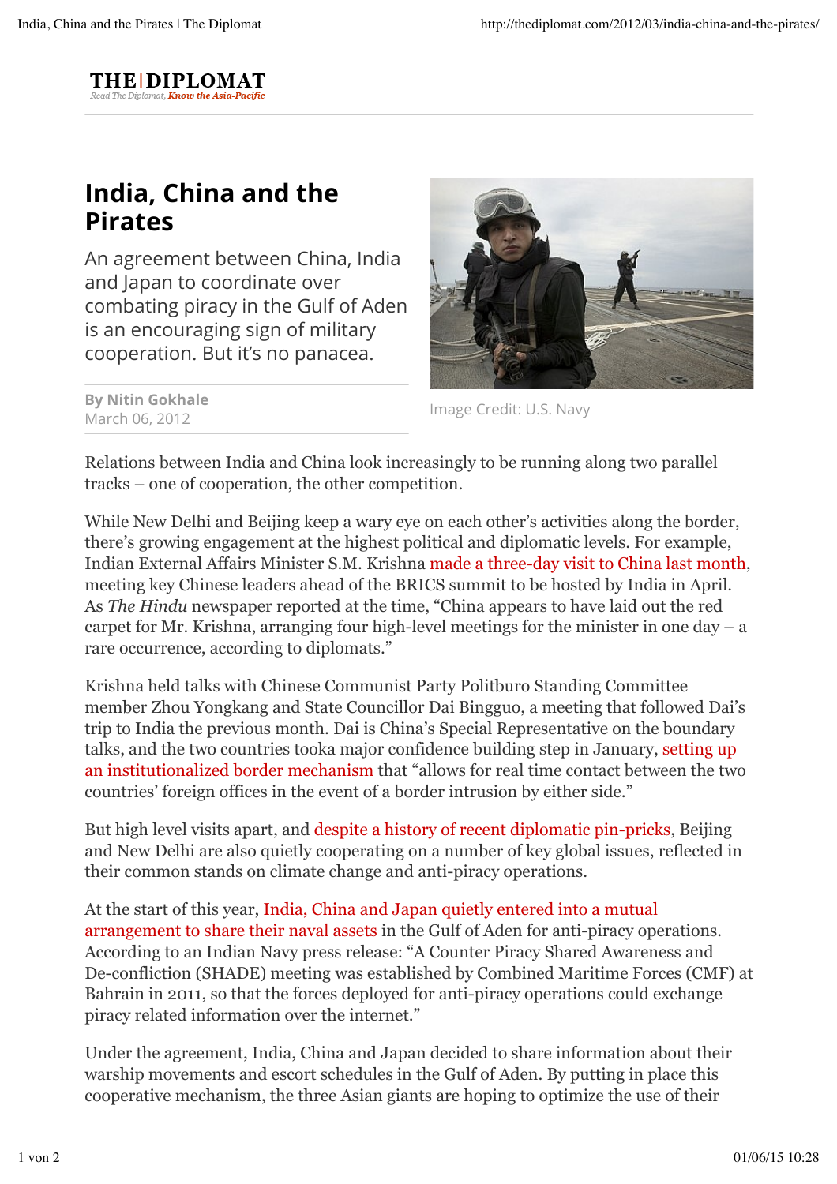# India, China and the Pirates

An agreement between China, India and Japan to coordinate over combating piracy in the Gulf of Aden is an encouraging sign of military cooperation. But it's no panacea.

**By Nitin Gokhale**
March 06, 2012

Image Credit: U.S. Navy

Relations between India and China look increasingly to be running along two parallel tracks – one of cooperation, the other competition.

While New Delhi and Beijing keep a wary eye on each other's activities along the border, there's growing engagement at the highest political and diplomatic levels. For example, Indian External Affairs Minister S.M. Krishna made a three-day visit to China last month, meeting key Chinese leaders ahead of the BRICS summit to be hosted by India in April. As *The Hindu* newspaper reported at the time, "China appears to have laid out the red carpet for Mr. Krishna, arranging four high-level meetings for the minister in one day – a rare occurrence, according to diplomats."

Krishna held talks with Chinese Communist Party Politburo Standing Committee member Zhou Yongkang and State Councillor Dai Bingguo, a meeting that followed Dai's trip to India the previous month. Dai is China's Special Representative on the boundary talks, and the two countries tooka major confidence building step in January, setting up an institutionalized border mechanism that "allows for real time contact between the two countries' foreign offices in the event of a border intrusion by either side."

But high level visits apart, and despite a history of recent diplomatic pin-pricks, Beijing and New Delhi are also quietly cooperating on a number of key global issues, reflected in their common stands on climate change and anti-piracy operations.

At the start of this year, India, China and Japan quietly entered into a mutual arrangement to share their naval assets in the Gulf of Aden for anti-piracy operations. According to an Indian Navy press release: "A Counter Piracy Shared Awareness and De-confliction (SHADE) meeting was established by Combined Maritime Forces (CMF) at Bahrain in 2011, so that the forces deployed for anti-piracy operations could exchange piracy related information over the internet."

Under the agreement, India, China and Japan decided to share information about their warship movements and escort schedules in the Gulf of Aden. By putting in place this cooperative mechanism, the three Asian giants are hoping to optimize the use of their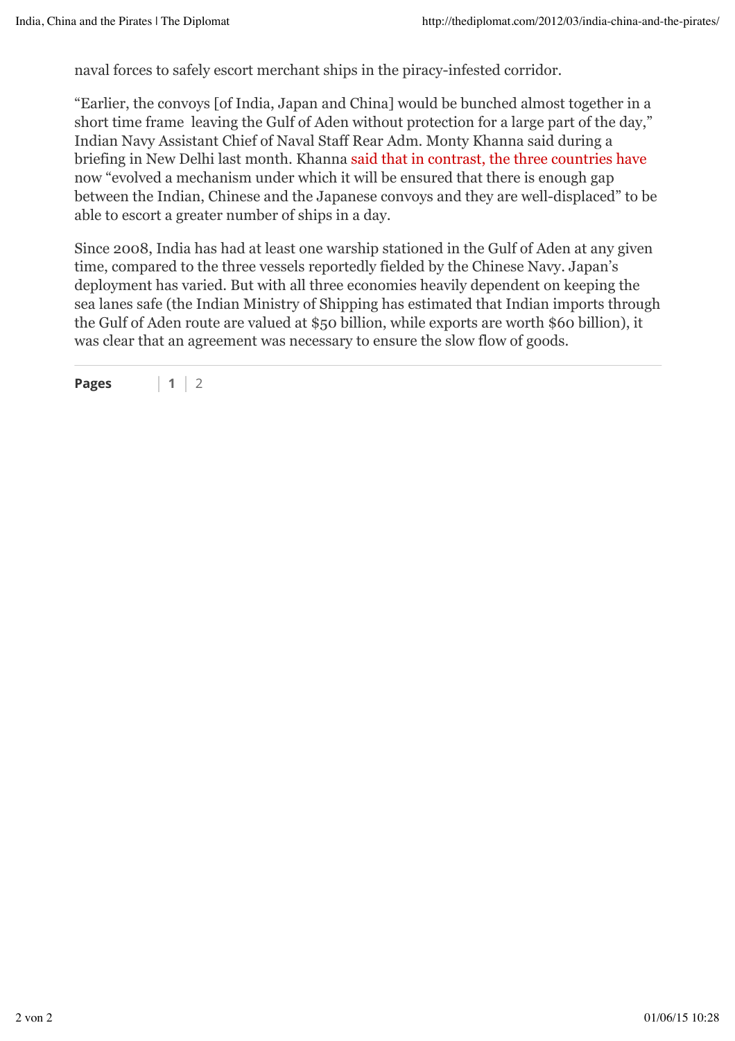naval forces to safely escort merchant ships in the piracy-infested corridor.

"Earlier, the convoys [of India, Japan and China] would be bunched almost together in a short time frame  leaving the Gulf of Aden without protection for a large part of the day," Indian Navy Assistant Chief of Naval Staff Rear Adm. Monty Khanna said during a briefing in New Delhi last month. Khanna said that in contrast, the three countries have now "evolved a mechanism under which it will be ensured that there is enough gap between the Indian, Chinese and the Japanese convoys and they are well-displaced" to be able to escort a greater number of ships in a day.

Since 2008, India has had at least one warship stationed in the Gulf of Aden at any given time, compared to the three vessels reportedly fielded by the Chinese Navy. Japan's deployment has varied. But with all three economies heavily dependent on keeping the sea lanes safe (the Indian Ministry of Shipping has estimated that Indian imports through the Gulf of Aden route are valued at $50 billion, while exports are worth $60 billion), it was clear that an agreement was necessary to ensure the slow flow of goods.

**Pages** | **1** | 2